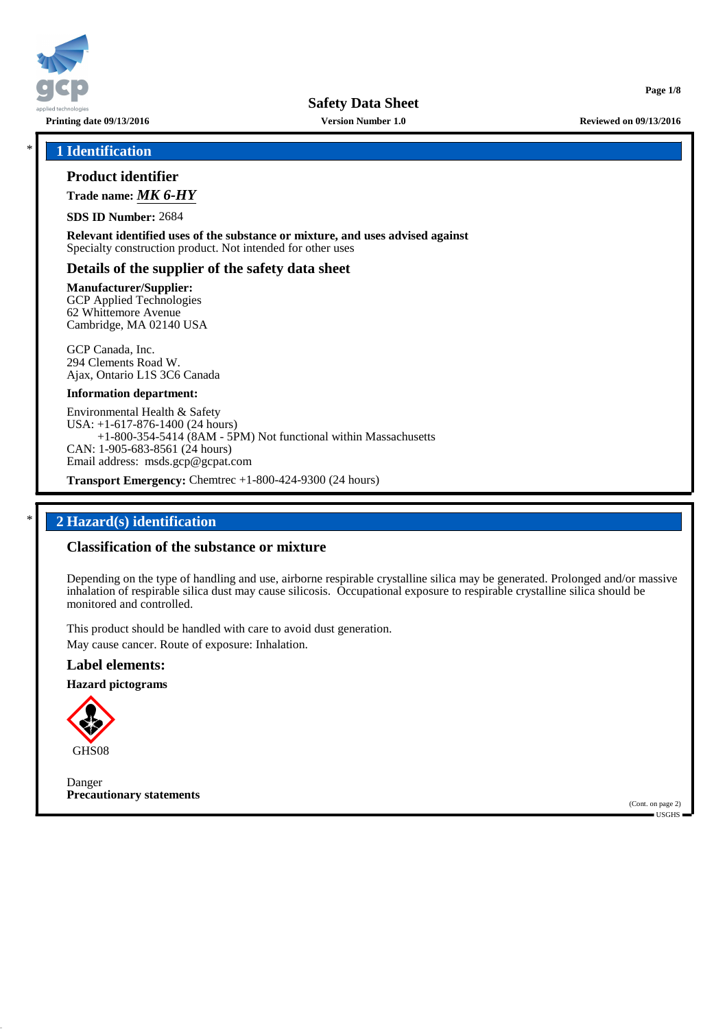# Safety Data Sheet

**Printing date 09/13/2016** **Version Number 1.0** **Reviewed on 09/13/2016**

## 1 Identification

### Product identifier

**Trade name:** ***MK 6-HY***

**SDS ID Number:** 2684

**Relevant identified uses of the substance or mixture, and uses advised against**
Specialty construction product. Not intended for other uses

### Details of the supplier of the safety data sheet

**Manufacturer/Supplier:**
GCP Applied Technologies
62 Whittemore Avenue
Cambridge, MA 02140 USA

GCP Canada, Inc.
294 Clements Road W.
Ajax, Ontario L1S 3C6 Canada

**Information department:**

Environmental Health & Safety
USA: +1-617-876-1400 (24 hours)
+1-800-354-5414 (8AM - 5PM) Not functional within Massachusetts
CAN: 1-905-683-8561 (24 hours)
Email address: msds.gcp@gcpat.com

**Transport Emergency:** Chemtrec +1-800-424-9300 (24 hours)

## 2 Hazard(s) identification

### Classification of the substance or mixture

Depending on the type of handling and use, airborne respirable crystalline silica may be generated. Prolonged and/or massive inhalation of respirable silica dust may cause silicosis. Occupational exposure to respirable crystalline silica should be monitored and controlled.

This product should be handled with care to avoid dust generation.
May cause cancer. Route of exposure: Inhalation.

### Label elements:

**Hazard pictograms**

GHS08

Danger
**Precautionary statements**

(Cont. on page 2)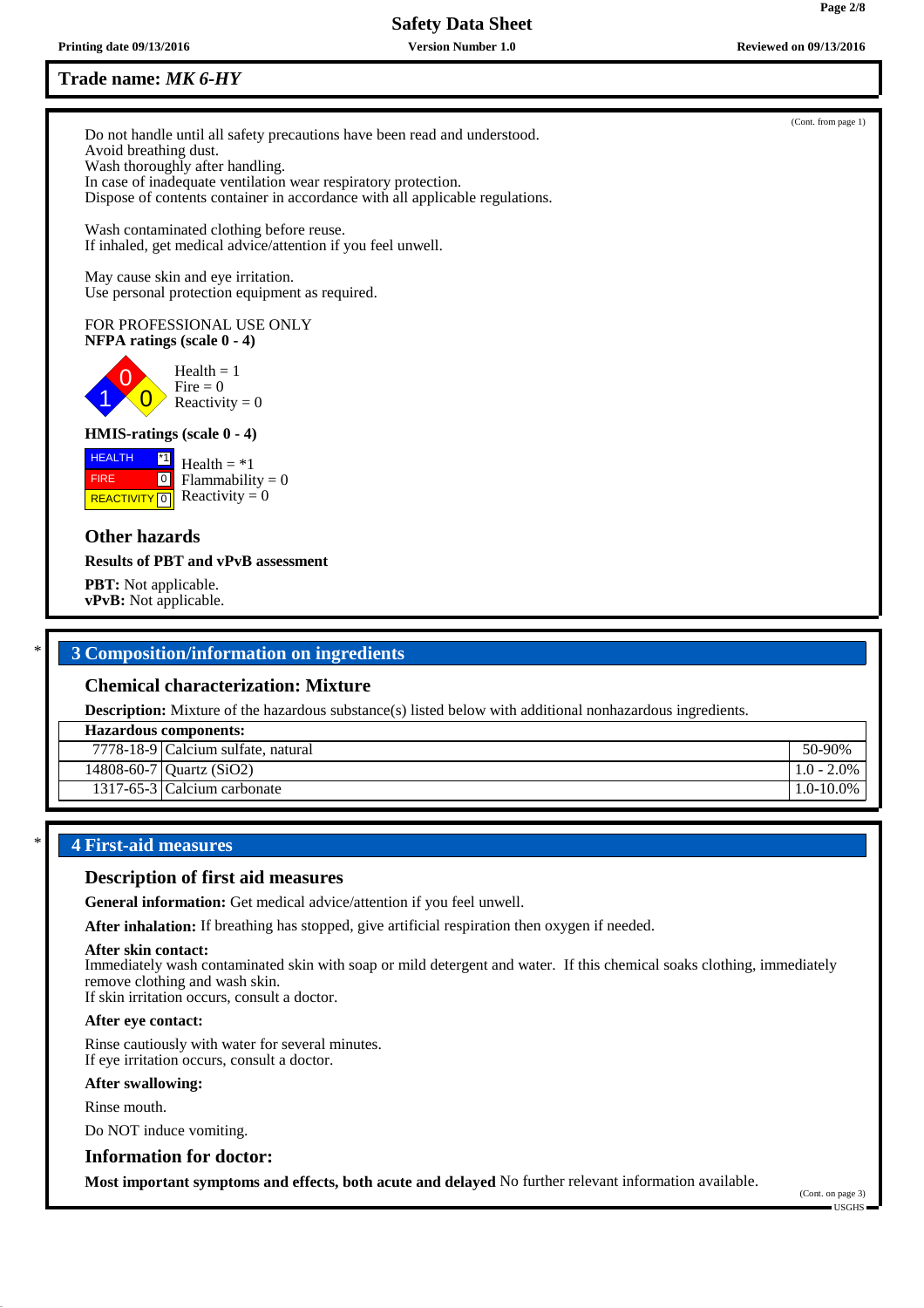(Cont. from page 1)

Do not handle until all safety precautions have been read and understood.
Avoid breathing dust.
Wash thoroughly after handling.
In case of inadequate ventilation wear respiratory protection.
Dispose of contents container in accordance with all applicable regulations.

Wash contaminated clothing before reuse.
If inhaled, get medical advice/attention if you feel unwell.

May cause skin and eye irritation.
Use personal protection equipment as required.

FOR PROFESSIONAL USE ONLY

**NFPA ratings (scale 0 - 4)**

Health = 1
Fire = 0
Reactivity = 0

**HMIS-ratings (scale 0 - 4)**

| | |
|---|---|
| HEALTH | *1 |
| FIRE | 0 |
| REACTIVITY | 0 |

Health = *1
Flammability = 0
Reactivity = 0

### Other hazards

**Results of PBT and vPvB assessment**

**PBT:** Not applicable.
**vPvB:** Not applicable.

## 3 Composition/information on ingredients

### Chemical characterization: Mixture

**Description:** Mixture of the hazardous substance(s) listed below with additional nonhazardous ingredients.

| Hazardous components: | | |
|---|---|---|
| 7778-18-9 | Calcium sulfate, natural | 50-90% |
| 14808-60-7 | Quartz ($SiO_2$) | 1.0 - 2.0% |
| 1317-65-3 | Calcium carbonate | 1.0-10.0% |

## 4 First-aid measures

### Description of first aid measures

**General information:** Get medical advice/attention if you feel unwell.

**After inhalation:** If breathing has stopped, give artificial respiration then oxygen if needed.

**After skin contact:**
Immediately wash contaminated skin with soap or mild detergent and water. If this chemical soaks clothing, immediately remove clothing and wash skin.
If skin irritation occurs, consult a doctor.

**After eye contact:**

Rinse cautiously with water for several minutes.
If eye irritation occurs, consult a doctor.

**After swallowing:**

Rinse mouth.

Do NOT induce vomiting.

### Information for doctor:

**Most important symptoms and effects, both acute and delayed** No further relevant information available.

(Cont. on page 3)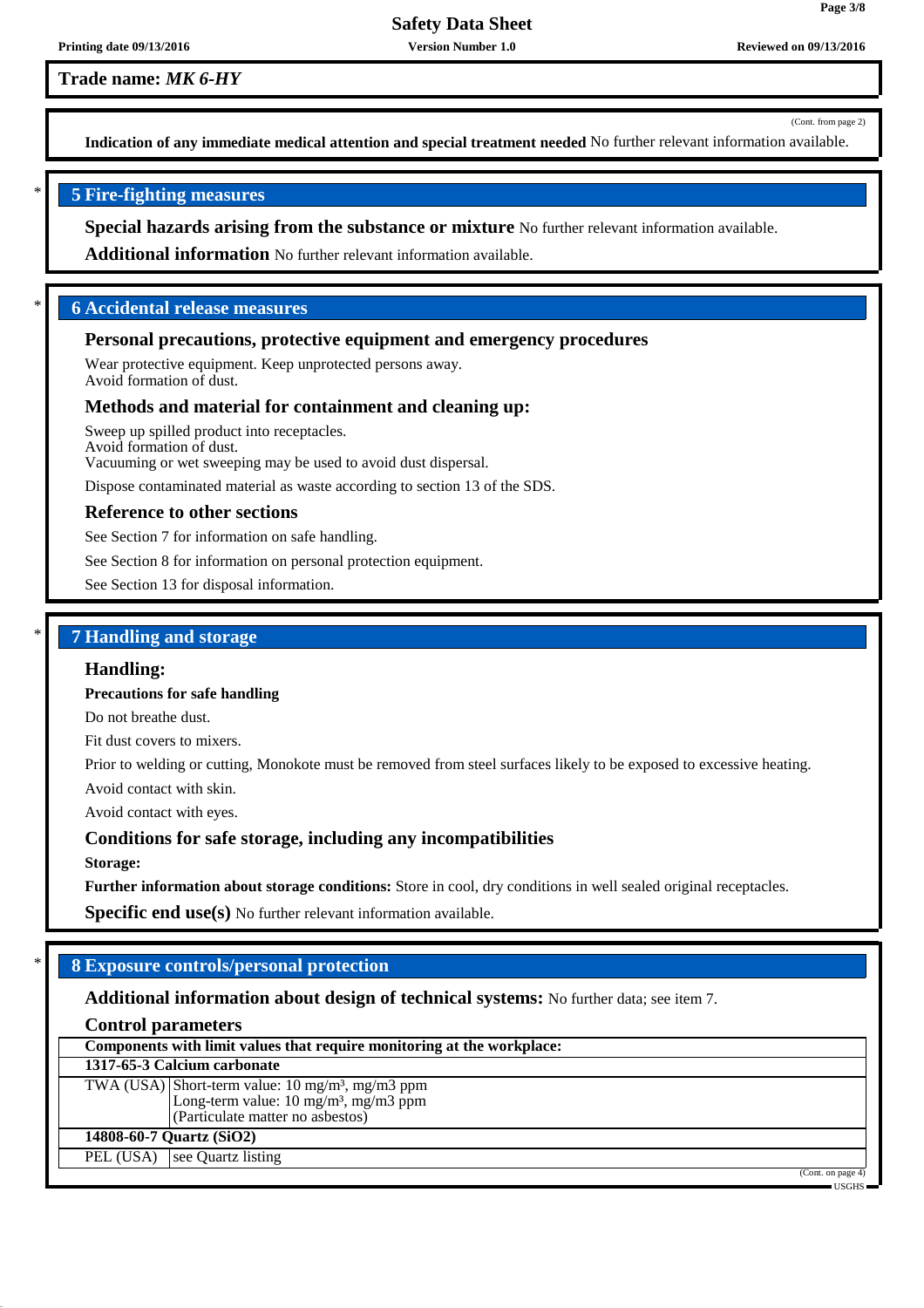**Trade name:** ***MK 6-HY***

(Cont. from page 2)

**Indication of any immediate medical attention and special treatment needed** No further relevant information available.

## 5 Fire-fighting measures

**Special hazards arising from the substance or mixture** No further relevant information available.

**Additional information** No further relevant information available.

## 6 Accidental release measures

**Personal precautions, protective equipment and emergency procedures**

Wear protective equipment. Keep unprotected persons away.
Avoid formation of dust.

**Methods and material for containment and cleaning up:**

Sweep up spilled product into receptacles.
Avoid formation of dust.
Vacuuming or wet sweeping may be used to avoid dust dispersal.

Dispose contaminated material as waste according to section 13 of the SDS.

**Reference to other sections**

See Section 7 for information on safe handling.

See Section 8 for information on personal protection equipment.

See Section 13 for disposal information.

## 7 Handling and storage

**Handling:**

**Precautions for safe handling**

Do not breathe dust.

Fit dust covers to mixers.

Prior to welding or cutting, Monokote must be removed from steel surfaces likely to be exposed to excessive heating.

Avoid contact with skin.

Avoid contact with eyes.

**Conditions for safe storage, including any incompatibilities**

**Storage:**

**Further information about storage conditions:** Store in cool, dry conditions in well sealed original receptacles.

**Specific end use(s)** No further relevant information available.

## 8 Exposure controls/personal protection

**Additional information about design of technical systems:** No further data; see item 7.

**Control parameters**

| **Components with limit values that require monitoring at the workplace:** | |
|---|---|
| **1317-65-3 Calcium carbonate** | |
| TWA (USA) | Short-term value: 10 mg/m³, mg/m3 ppm<br>Long-term value: 10 mg/m³, mg/m3 ppm<br>(Particulate matter no asbestos) |
| **14808-60-7 Quartz ($SiO_2$)** | |
| PEL (USA) | see Quartz listing |

(Cont. on page 4)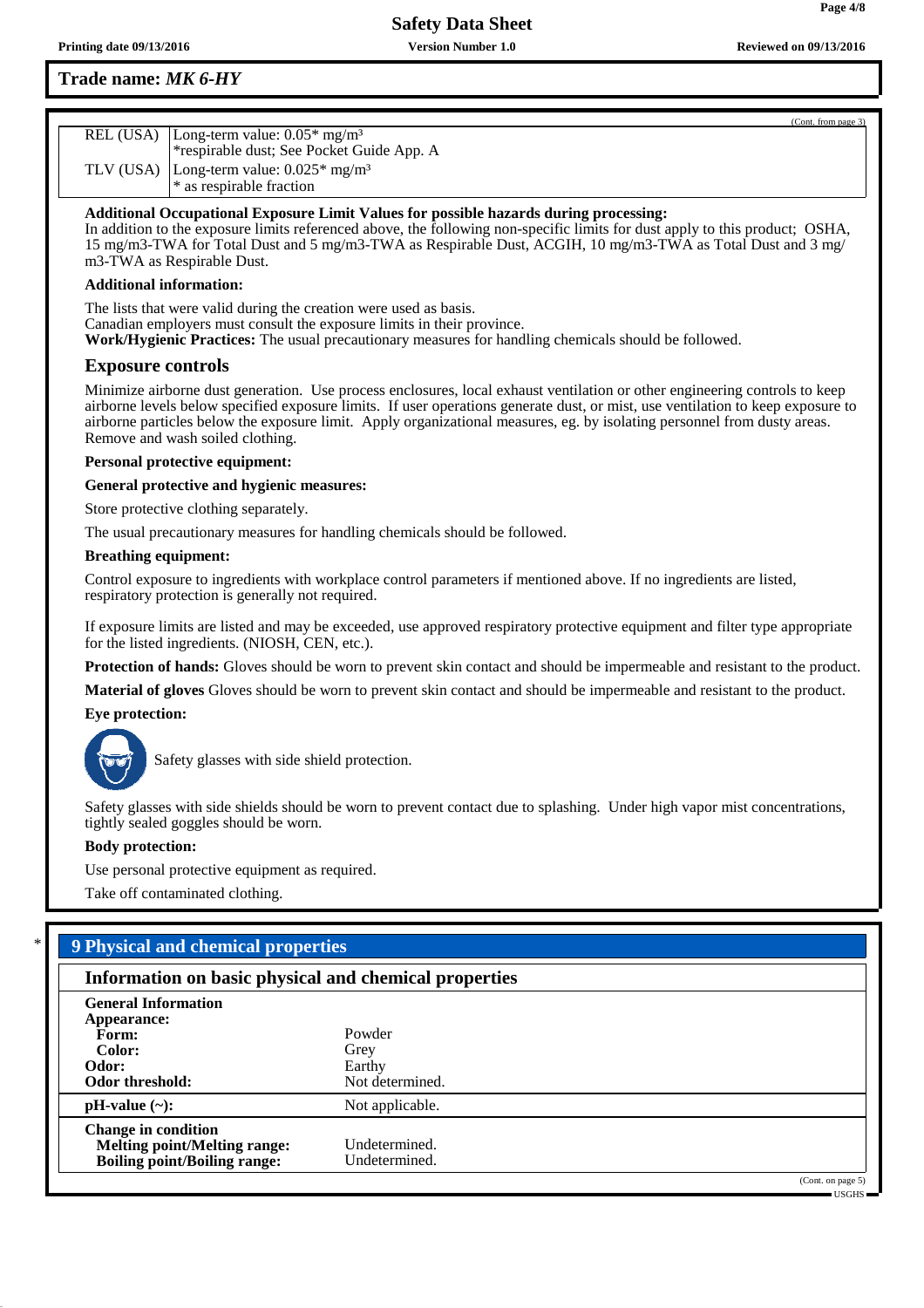**Trade name:** ***MK 6-HY***

(Cont. from page 3)

| | |
|---|---|
| REL (USA) | Long-term value: 0.05* mg/m³<br>*respirable dust; See Pocket Guide App. A |
| TLV (USA) | Long-term value: 0.025* mg/m³<br>* as respirable fraction |

**Additional Occupational Exposure Limit Values for possible hazards during processing:**
In addition to the exposure limits referenced above, the following non-specific limits for dust apply to this product; OSHA, 15 mg/m3-TWA for Total Dust and 5 mg/m3-TWA as Respirable Dust, ACGIH, 10 mg/m3-TWA as Total Dust and 3 mg/m3-TWA as Respirable Dust.

**Additional information:**

The lists that were valid during the creation were used as basis.
Canadian employers must consult the exposure limits in their province.
**Work/Hygienic Practices:** The usual precautionary measures for handling chemicals should be followed.

### Exposure controls

Minimize airborne dust generation. Use process enclosures, local exhaust ventilation or other engineering controls to keep airborne levels below specified exposure limits. If user operations generate dust, or mist, use ventilation to keep exposure to airborne particles below the exposure limit. Apply organizational measures, eg. by isolating personnel from dusty areas. Remove and wash soiled clothing.

**Personal protective equipment:**

**General protective and hygienic measures:**

Store protective clothing separately.

The usual precautionary measures for handling chemicals should be followed.

**Breathing equipment:**

Control exposure to ingredients with workplace control parameters if mentioned above. If no ingredients are listed, respiratory protection is generally not required.

If exposure limits are listed and may be exceeded, use approved respiratory protective equipment and filter type appropriate for the listed ingredients. (NIOSH, CEN, etc.).

**Protection of hands:** Gloves should be worn to prevent skin contact and should be impermeable and resistant to the product.

**Material of gloves** Gloves should be worn to prevent skin contact and should be impermeable and resistant to the product.

**Eye protection:**

Safety glasses with side shield protection.

Safety glasses with side shields should be worn to prevent contact due to splashing. Under high vapor mist concentrations, tightly sealed goggles should be worn.

**Body protection:**

Use personal protective equipment as required.

Take off contaminated clothing.

## 9 Physical and chemical properties

### Information on basic physical and chemical properties

| | |
|---|---|
| **General Information** | |
| **Appearance:** | |
| **Form:** | Powder |
| **Color:** | Grey |
| **Odor:** | Earthy |
| **Odor threshold:** | Not determined. |
| **pH-value (~):** | Not applicable. |
| **Change in condition** | |
| **Melting point/Melting range:** | Undetermined. |
| **Boiling point/Boiling range:** | Undetermined. |

(Cont. on page 5)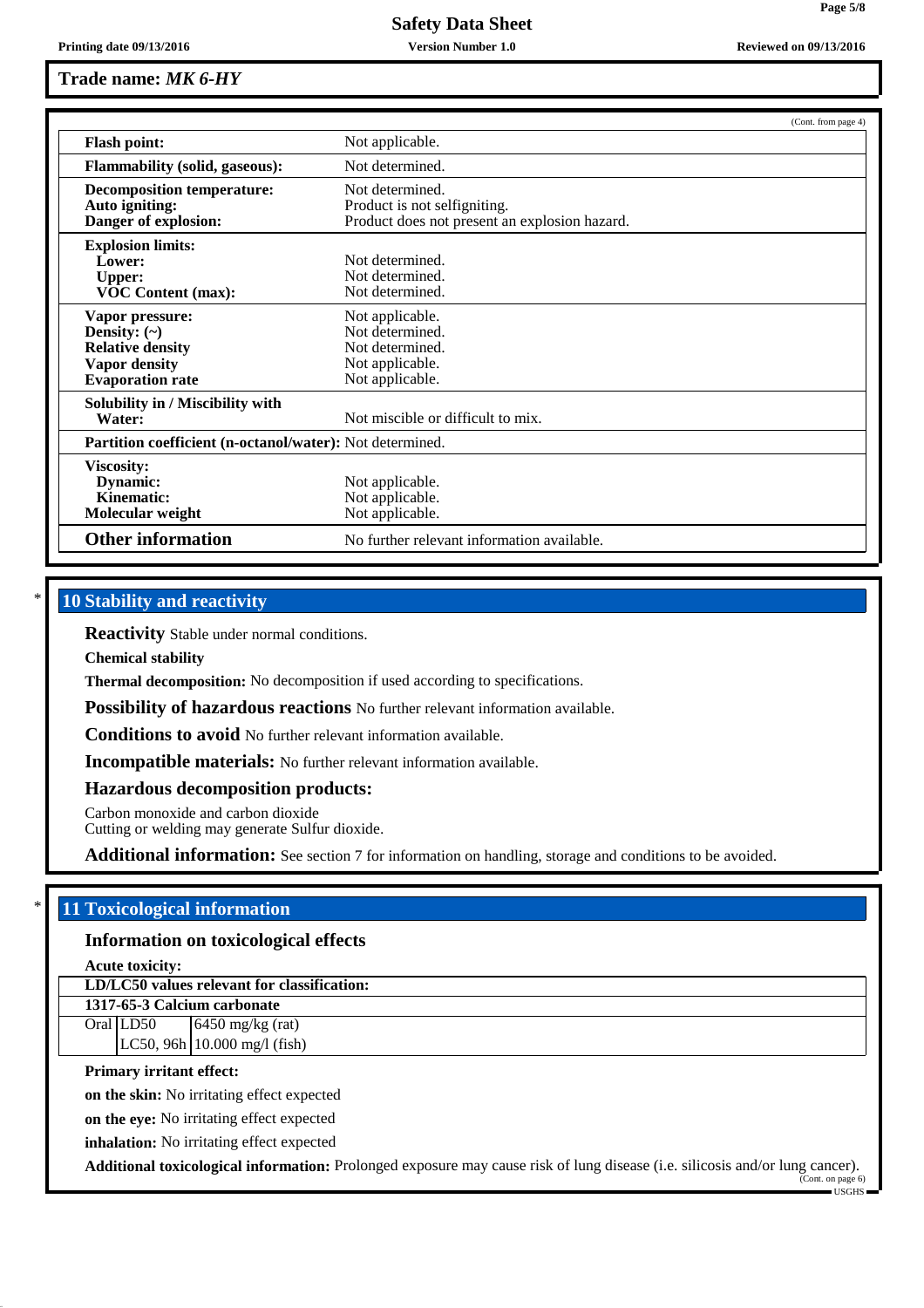**Trade name: *MK 6-HY***

(Cont. from page 4)

| | |
|---|---|
| **Flash point:** | Not applicable. |
| **Flammability (solid, gaseous):** | Not determined. |
| **Decomposition temperature:** | Not determined. |
| **Auto igniting:** | Product is not selfigniting. |
| **Danger of explosion:** | Product does not present an explosion hazard. |
| **Explosion limits:** | |
| **Lower:** | Not determined. |
| **Upper:** | Not determined. |
| **VOC Content (max):** | Not determined. |
| **Vapor pressure:** | Not applicable. |
| **Density: (~)** | Not determined. |
| **Relative density** | Not determined. |
| **Vapor density** | Not applicable. |
| **Evaporation rate** | Not applicable. |
| **Solubility in / Miscibility with Water:** | Not miscible or difficult to mix. |
| **Partition coefficient (n-octanol/water):** | Not determined. |
| **Viscosity:** | |
| **Dynamic:** | Not applicable. |
| **Kinematic:** | Not applicable. |
| **Molecular weight** | Not applicable. |
| **Other information** | No further relevant information available. |

\* 

## 10 Stability and reactivity

**Reactivity** Stable under normal conditions.

**Chemical stability**

**Thermal decomposition:** No decomposition if used according to specifications.

**Possibility of hazardous reactions** No further relevant information available.

**Conditions to avoid** No further relevant information available.

**Incompatible materials:** No further relevant information available.

**Hazardous decomposition products:**

Carbon monoxide and carbon dioxide
Cutting or welding may generate Sulfur dioxide.

**Additional information:** See section 7 for information on handling, storage and conditions to be avoided.

\* 

## 11 Toxicological information

### Information on toxicological effects

**Acute toxicity:**

| **LD/LC50 values relevant for classification:** | | |
|---|---|---|
| **1317-65-3 Calcium carbonate** | | |
| Oral | LD50 | 6450 mg/kg (rat) |
| | LC50, 96h | 10.000 mg/l (fish) |

**Primary irritant effect:**

**on the skin:** No irritating effect expected

**on the eye:** No irritating effect expected

**inhalation:** No irritating effect expected

**Additional toxicological information:** Prolonged exposure may cause risk of lung disease (i.e. silicosis and/or lung cancer).

(Cont. on page 6)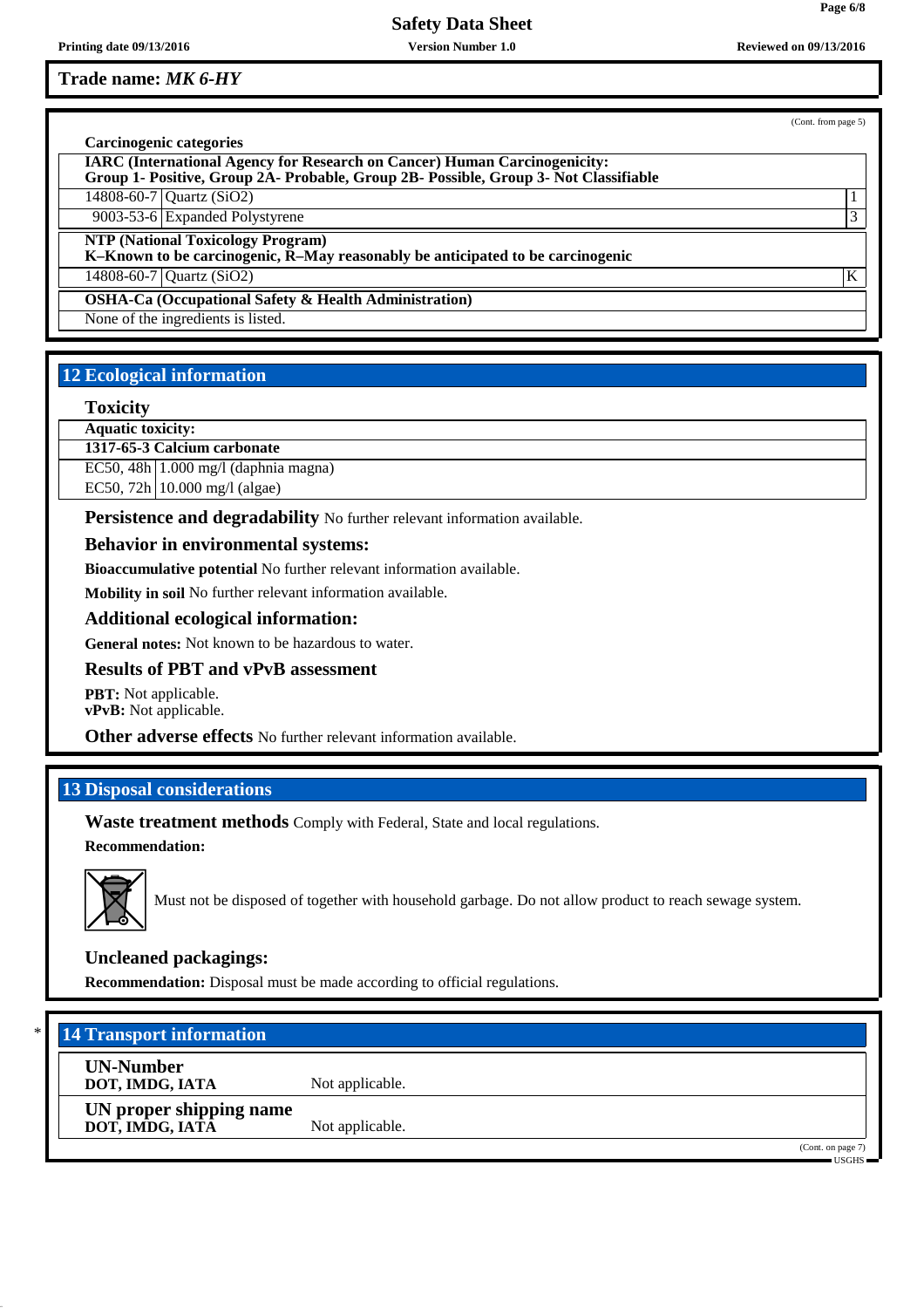**Trade name: *MK 6-HY***

(Cont. from page 5)

**Carcinogenic categories**

**IARC (International Agency for Research on Cancer) Human Carcinogenicity:**
**Group 1- Positive, Group 2A- Probable, Group 2B- Possible, Group 3- Not Classifiable**

| | | |
|---|---|---|
| 14808-60-7 | Quartz ($SiO_2$) | 1 |
| 9003-53-6 | Expanded Polystyrene | 3 |

**NTP (National Toxicology Program)**
**K–Known to be carcinogenic, R–May reasonably be anticipated to be carcinogenic**

| | | |
|---|---|---|
| 14808-60-7 | Quartz ($SiO_2$) | K |

**OSHA-Ca (Occupational Safety & Health Administration)**

None of the ingredients is listed.

## 12 Ecological information

### Toxicity

**Aquatic toxicity:**

**1317-65-3 Calcium carbonate**

| | |
|---|---|
| EC50, 48h | 1.000 mg/l (daphnia magna) |
| EC50, 72h | 10.000 mg/l (algae) |

**Persistence and degradability** No further relevant information available.

**Behavior in environmental systems:**

**Bioaccumulative potential** No further relevant information available.

**Mobility in soil** No further relevant information available.

**Additional ecological information:**

**General notes:** Not known to be hazardous to water.

**Results of PBT and vPvB assessment**

**PBT:** Not applicable.
**vPvB:** Not applicable.

**Other adverse effects** No further relevant information available.

## 13 Disposal considerations

**Waste treatment methods** Comply with Federal, State and local regulations.

**Recommendation:**

Must not be disposed of together with household garbage. Do not allow product to reach sewage system.

**Uncleaned packagings:**

**Recommendation:** Disposal must be made according to official regulations.

## * 14 Transport information

| | |
|---|---|
| **UN-Number** **DOT, IMDG, IATA** | Not applicable. |
| **UN proper shipping name** **DOT, IMDG, IATA** | Not applicable. |

(Cont. on page 7)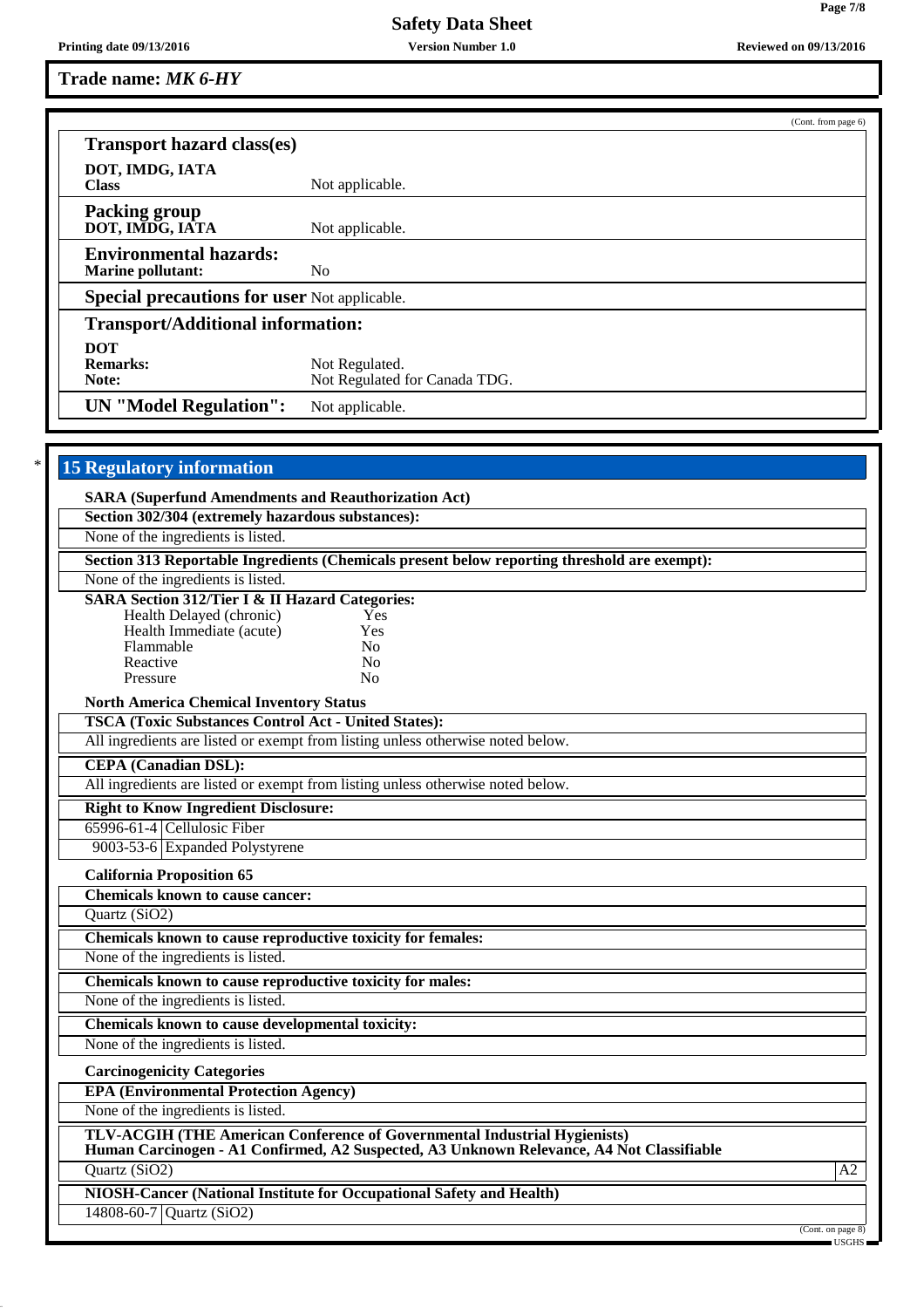**Trade name: *MK 6-HY***

(Cont. from page 6)

### Transport hazard class(es)

**DOT, IMDG, IATA**
**Class** Not applicable.

**Packing group**
**DOT, IMDG, IATA** Not applicable.

**Environmental hazards:**
**Marine pollutant:** No

**Special precautions for user** Not applicable.

**Transport/Additional information:**

**DOT**
**Remarks:** Not Regulated.
**Note:** Not Regulated for Canada TDG.

**UN "Model Regulation":** Not applicable.

## * 15 Regulatory information

**SARA (Superfund Amendments and Reauthorization Act)**

**Section 302/304 (extremely hazardous substances):**
None of the ingredients is listed.

**Section 313 Reportable Ingredients (Chemicals present below reporting threshold are exempt):**
None of the ingredients is listed.

**SARA Section 312/Tier I & II Hazard Categories:**

| | |
|---|---|
| Health Delayed (chronic) | Yes |
| Health Immediate (acute) | Yes |
| Flammable | No |
| Reactive | No |
| Pressure | No |

**North America Chemical Inventory Status**

**TSCA (Toxic Substances Control Act - United States):**
All ingredients are listed or exempt from listing unless otherwise noted below.

**CEPA (Canadian DSL):**
All ingredients are listed or exempt from listing unless otherwise noted below.

**Right to Know Ingredient Disclosure:**

| | |
|---|---|
| 65996-61-4 | Cellulosic Fiber |
| 9003-53-6 | Expanded Polystyrene |

**California Proposition 65**

**Chemicals known to cause cancer:**
Quartz ($SiO_2$)

**Chemicals known to cause reproductive toxicity for females:**
None of the ingredients is listed.

**Chemicals known to cause reproductive toxicity for males:**
None of the ingredients is listed.

**Chemicals known to cause developmental toxicity:**
None of the ingredients is listed.

**Carcinogenicity Categories**

**EPA (Environmental Protection Agency)**
None of the ingredients is listed.

**TLV-ACGIH (THE American Conference of Governmental Industrial Hygienists)**
**Human Carcinogen - A1 Confirmed, A2 Suspected, A3 Unknown Relevance, A4 Not Classifiable**

| | |
|---|---|
| Quartz ($SiO_2$) | A2 |

**NIOSH-Cancer (National Institute for Occupational Safety and Health)**

| | |
|---|---|
| 14808-60-7 | Quartz ($SiO_2$) |

(Cont. on page 8)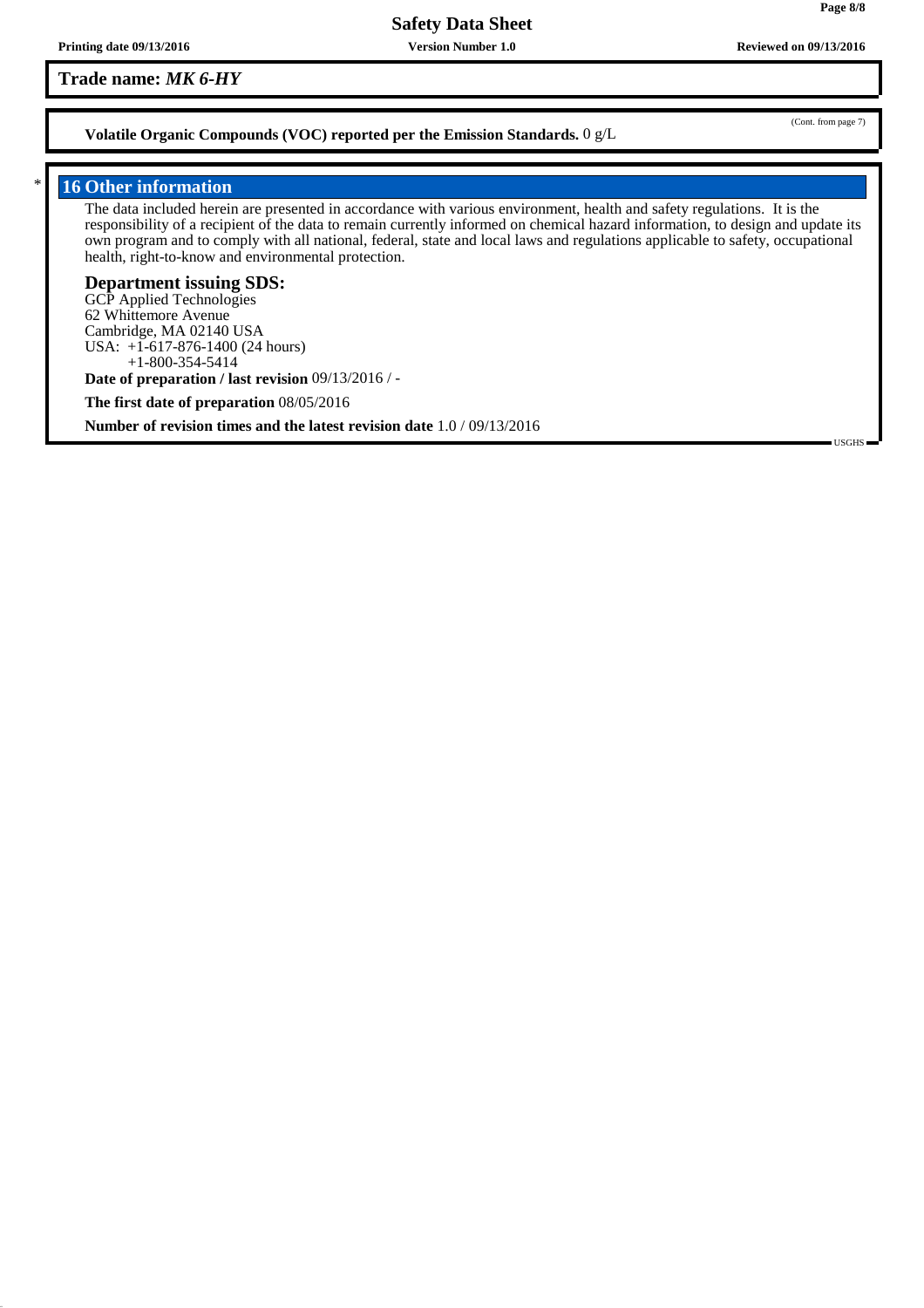**Trade name:** ***MK 6-HY***

(Cont. from page 7)

**Volatile Organic Compounds (VOC) reported per the Emission Standards.** 0 g/L

## * 16 Other information

The data included herein are presented in accordance with various environment, health and safety regulations. It is the responsibility of a recipient of the data to remain currently informed on chemical hazard information, to design and update its own program and to comply with all national, federal, state and local laws and regulations applicable to safety, occupational health, right-to-know and environmental protection.

### Department issuing SDS:

GCP Applied Technologies
62 Whittemore Avenue
Cambridge, MA 02140 USA
USA: +1-617-876-1400 (24 hours)
+1-800-354-5414

**Date of preparation / last revision** 09/13/2016 / -

**The first date of preparation** 08/05/2016

**Number of revision times and the latest revision date** 1.0 / 09/13/2016

USGHS